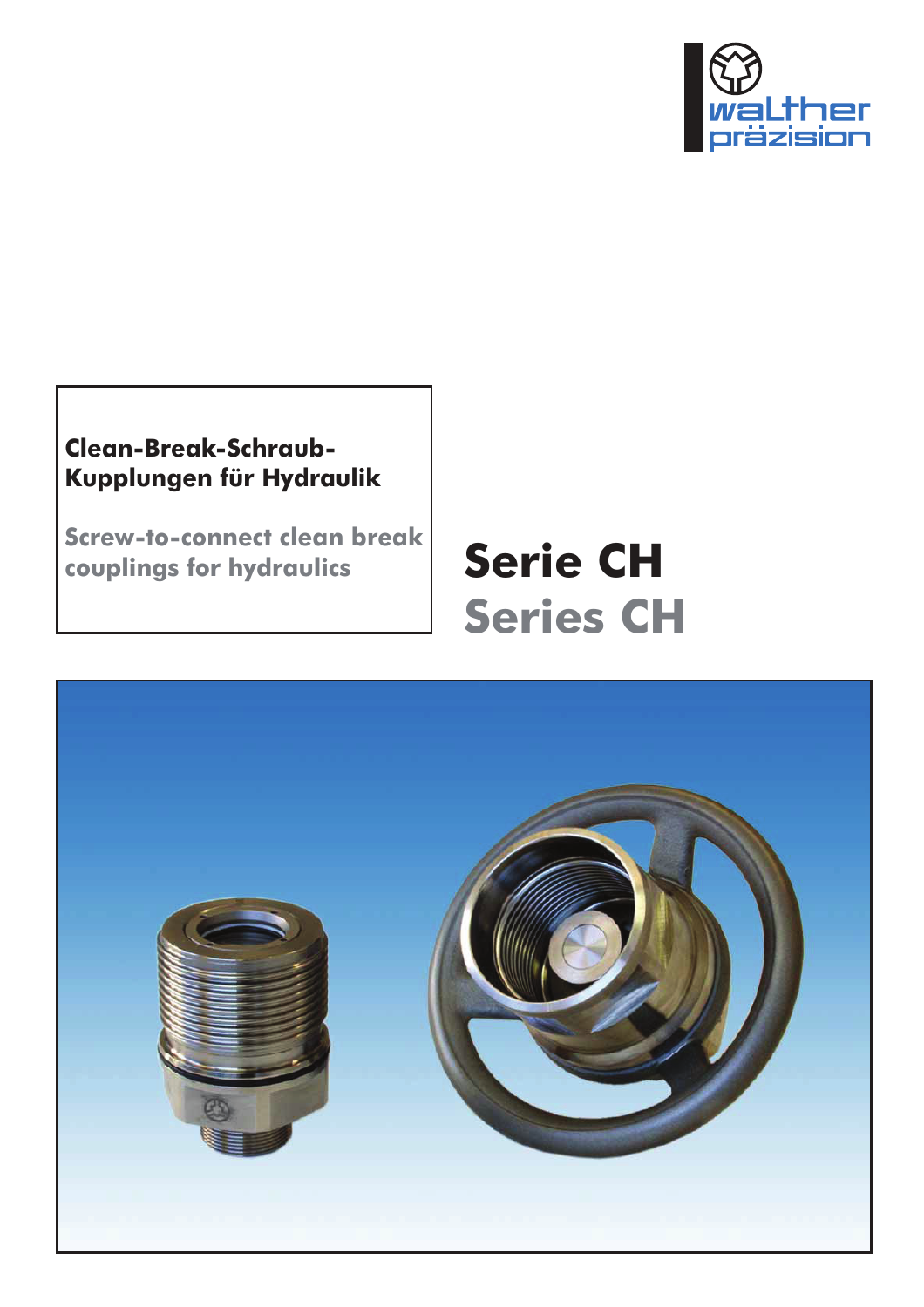walther präzision

**Clean-Break-Schraub-Kupplungen für Hydraulik**

**Screw-to-connect clean break couplings for hydraulics**

# Serie CH

# Series CH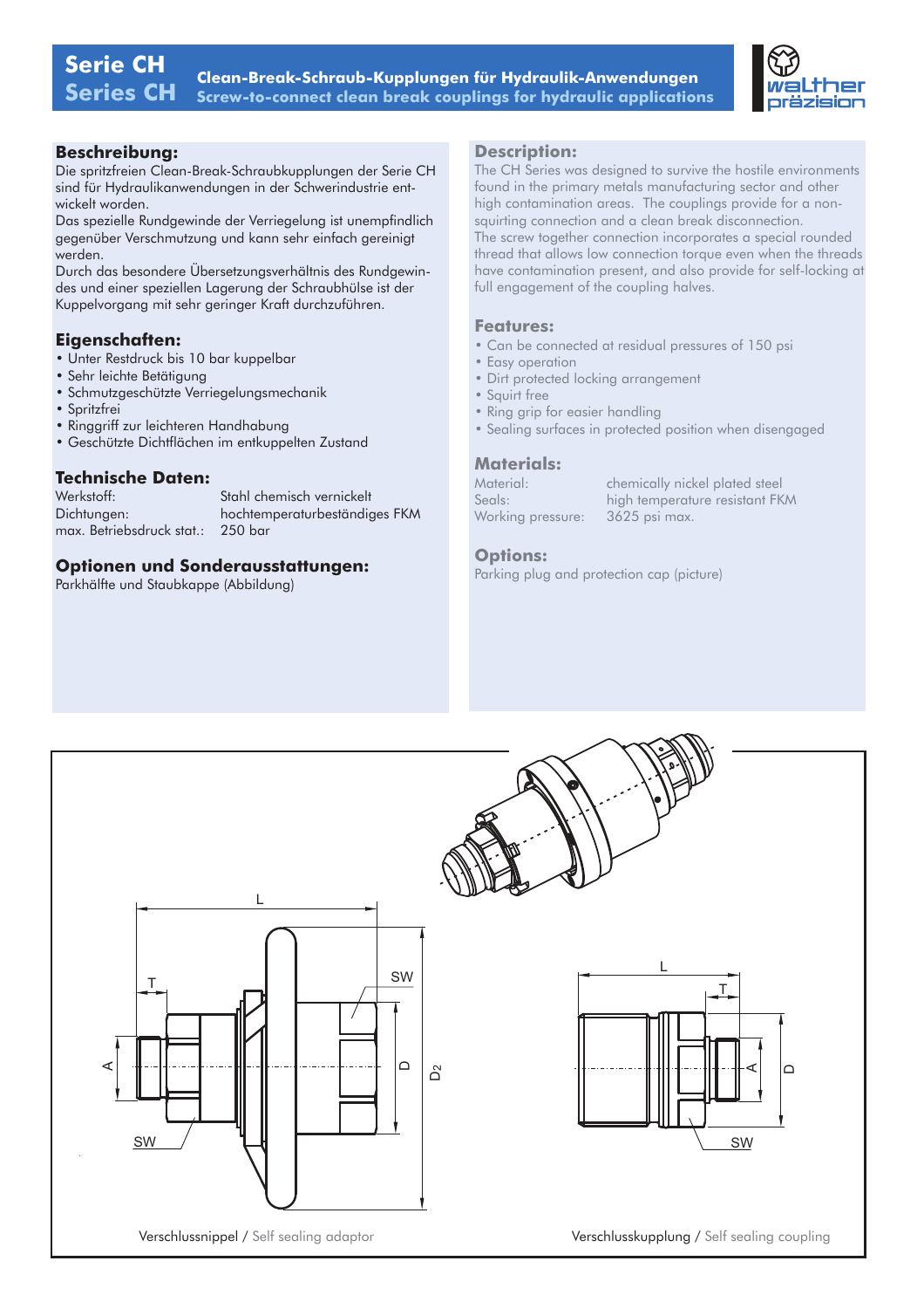# Serie CH / Series CH

**Clean-Break-Schraub-Kupplungen für Hydraulik-Anwendungen**
**Screw-to-connect clean break couplings for hydraulic applications**

## Beschreibung:

Die spritzfreien Clean-Break-Schraubkupplungen der Serie CH sind für Hydraulikanwendungen in der Schwerindustrie entwickelt worden.
Das spezielle Rundgewinde der Verriegelung ist unempfindlich gegenüber Verschmutzung und kann sehr einfach gereinigt werden.
Durch das besondere Übersetzungsverhältnis des Rundgewindes und einer speziellen Lagerung der Schraubhülse ist der Kuppelvorgang mit sehr geringer Kraft durchzuführen.

## Eigenschaften:

- Unter Restdruck bis 10 bar kuppelbar
- Sehr leichte Betätigung
- Schmutzgeschützte Verriegelungsmechanik
- Spritzfrei
- Ringgriff zur leichteren Handhabung
- Geschützte Dichtflächen im entkuppelten Zustand

## Technische Daten:

| | |
|---|---|
| Werkstoff: | Stahl chemisch vernickelt |
| Dichtungen: | hochtemperaturbeständiges FKM |
| max. Betriebsdruck stat.: | 250 bar |

## Optionen und Sonderausstattungen:

Parkhälfte und Staubkappe (Abbildung)

## Description:

The CH Series was designed to survive the hostile environments found in the primary metals manufacturing sector and other high contamination areas. The couplings provide for a non-squirting connection and a clean break disconnection.
The screw together connection incorporates a special rounded thread that allows low connection torque even when the threads have contamination present, and also provide for self-locking at full engagement of the coupling halves.

## Features:

- Can be connected at residual pressures of 150 psi
- Easy operation
- Dirt protected locking arrangement
- Squirt free
- Ring grip for easier handling
- Sealing surfaces in protected position when disengaged

## Materials:

| | |
|---|---|
| Material: | chemically nickel plated steel |
| Seals: | high temperature resistant FKM |
| Working pressure: | 3625 psi max. |

## Options:

Parking plug and protection cap (picture)

Verschlussnippel / Self sealing adaptor

Verschlusskupplung / Self sealing coupling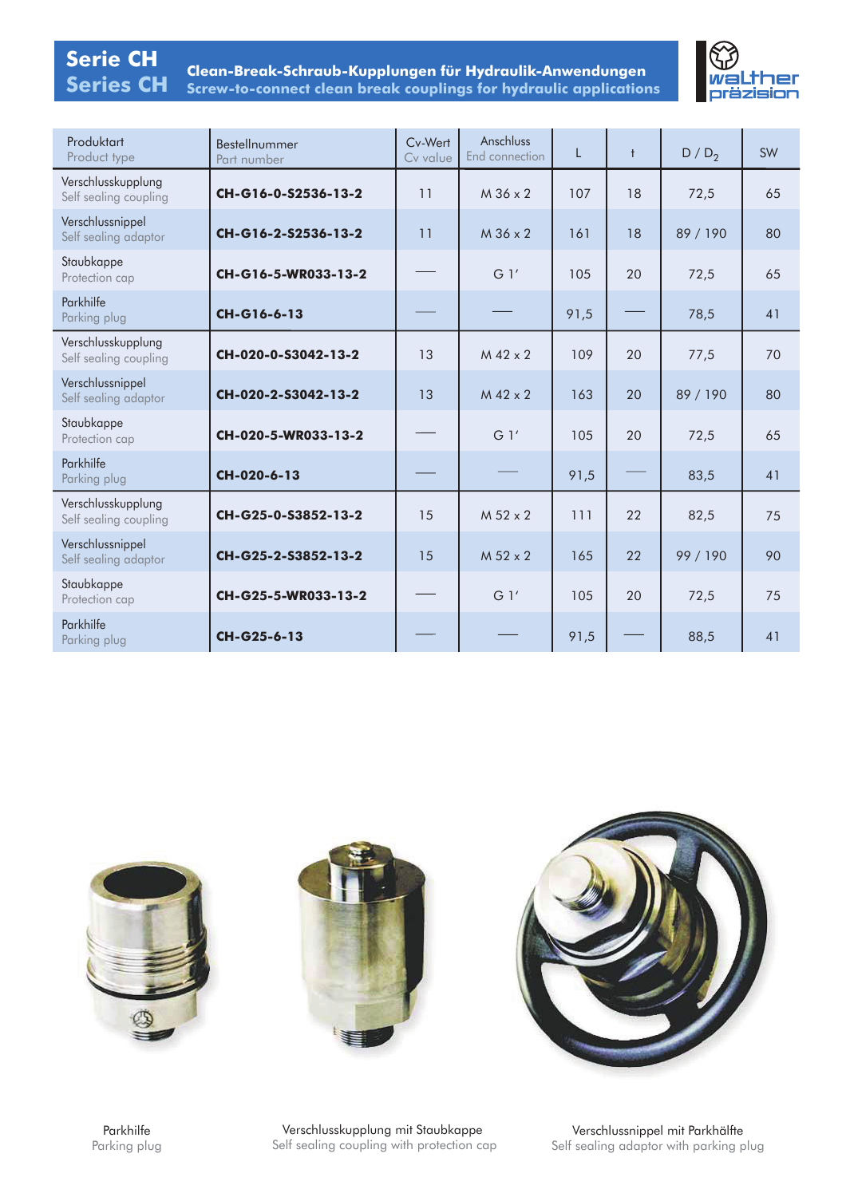# Serie CH
# Series CH

**Clean-Break-Schraub-Kupplungen für Hydraulik-Anwendungen**
**Screw-to-connect clean break couplings for hydraulic applications**

| Produktart<br>Product type | Bestellnummer<br>Part number | Cv-Wert<br>Cv value | Anschluss<br>End connection | L | t | $D / D_2$ | SW |
|---|---|---|---|---|---|---|---|
| Verschlusskupplung<br>Self sealing coupling | **CH-G16-0-S2536-13-2** | 11 | M 36 x 2 | 107 | 18 | 72,5 | 65 |
| Verschlussnippel<br>Self sealing adaptor | **CH-G16-2-S2536-13-2** | 11 | M 36 x 2 | 161 | 18 | 89 / 190 | 80 |
| Staubkappe<br>Protection cap | **CH-G16-5-WR033-13-2** | — | G 1′ | 105 | 20 | 72,5 | 65 |
| Parkhilfe<br>Parking plug | **CH-G16-6-13** | — | — | 91,5 | — | 78,5 | 41 |
| Verschlusskupplung<br>Self sealing coupling | **CH-020-0-S3042-13-2** | 13 | M 42 x 2 | 109 | 20 | 77,5 | 70 |
| Verschlussnippel<br>Self sealing adaptor | **CH-020-2-S3042-13-2** | 13 | M 42 x 2 | 163 | 20 | 89 / 190 | 80 |
| Staubkappe<br>Protection cap | **CH-020-5-WR033-13-2** | — | G 1′ | 105 | 20 | 72,5 | 65 |
| Parkhilfe<br>Parking plug | **CH-020-6-13** | — | — | 91,5 | — | 83,5 | 41 |
| Verschlusskupplung<br>Self sealing coupling | **CH-G25-0-S3852-13-2** | 15 | M 52 x 2 | 111 | 22 | 82,5 | 75 |
| Verschlussnippel<br>Self sealing adaptor | **CH-G25-2-S3852-13-2** | 15 | M 52 x 2 | 165 | 22 | 99 / 190 | 90 |
| Staubkappe<br>Protection cap | **CH-G25-5-WR033-13-2** | — | G 1′ | 105 | 20 | 72,5 | 75 |
| Parkhilfe<br>Parking plug | **CH-G25-6-13** | — | — | 91,5 | — | 88,5 | 41 |

Parkhilfe
Parking plug

Verschlusskupplung mit Staubkappe
Self sealing coupling with protection cap

Verschlussnippel mit Parkhälfte
Self sealing adaptor with parking plug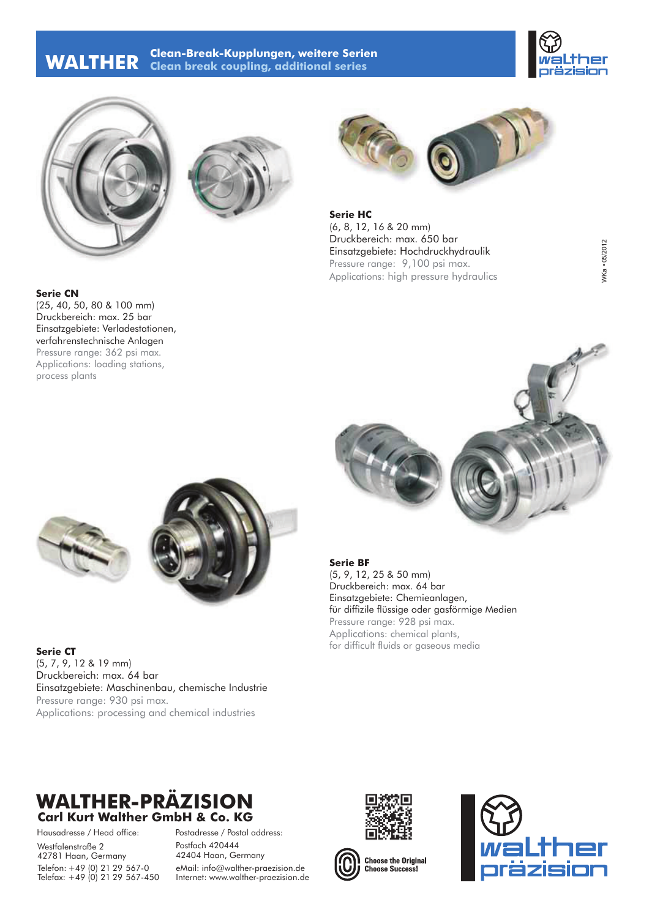# WALTHER Clean-Break-Kupplungen, weitere Serien
## Clean break coupling, additional series

**Serie HC**
(6, 8, 12, 16 & 20 mm)
Druckbereich: max. 650 bar
Einsatzgebiete: Hochdruckhydraulik
Pressure range: 9,100 psi max.
Applications: high pressure hydraulics

**Serie CN**
(25, 40, 50, 80 & 100 mm)
Druckbereich: max. 25 bar
Einsatzgebiete: Verladestationen, verfahrenstechnische Anlagen
Pressure range: 362 psi max.
Applications: loading stations, process plants

**Serie BF**
(5, 9, 12, 25 & 50 mm)
Druckbereich: max. 64 bar
Einsatzgebiete: Chemieanlagen, für diffizile flüssige oder gasförmige Medien
Pressure range: 928 psi max.
Applications: chemical plants, for difficult fluids or gaseous media

**Serie CT**
(5, 7, 9, 12 & 19 mm)
Druckbereich: max. 64 bar
Einsatzgebiete: Maschinenbau, chemische Industrie
Pressure range: 930 psi max.
Applications: processing and chemical industries

WKa • 05/2012

# WALTHER-PRÄZISION
**Carl Kurt Walther GmbH & Co. KG**

Hausadresse / Head office:
Westfalenstraße 2
42781 Haan, Germany
Telefon: +49 (0) 21 29 567-0
Telefax: +49 (0) 21 29 567-450

Postadresse / Postal address:
Postfach 420444
42404 Haan, Germany
eMail: info@walther-praezision.de
Internet: www.walther-praezision.de

Choose the Original
Choose Success!

walther präzision